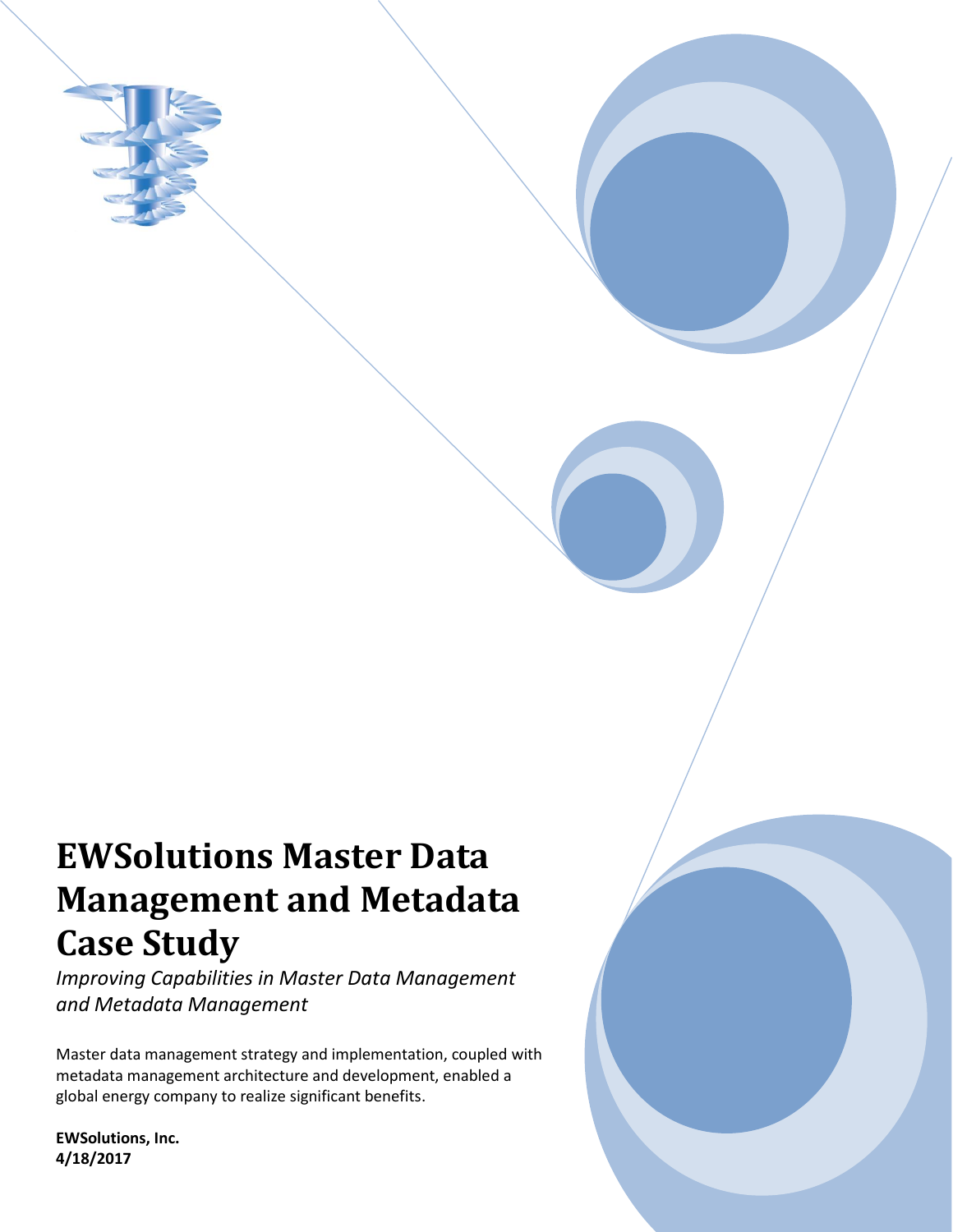# EWSolutions Master Data Management and Metadata Case Study

*Improving Capabilities in Master Data Management and Metadata Management*

Master data management strategy and implementation, coupled with metadata management architecture and development, enabled a global energy company to realize significant benefits.

**EWSolutions, Inc.**
**4/18/2017**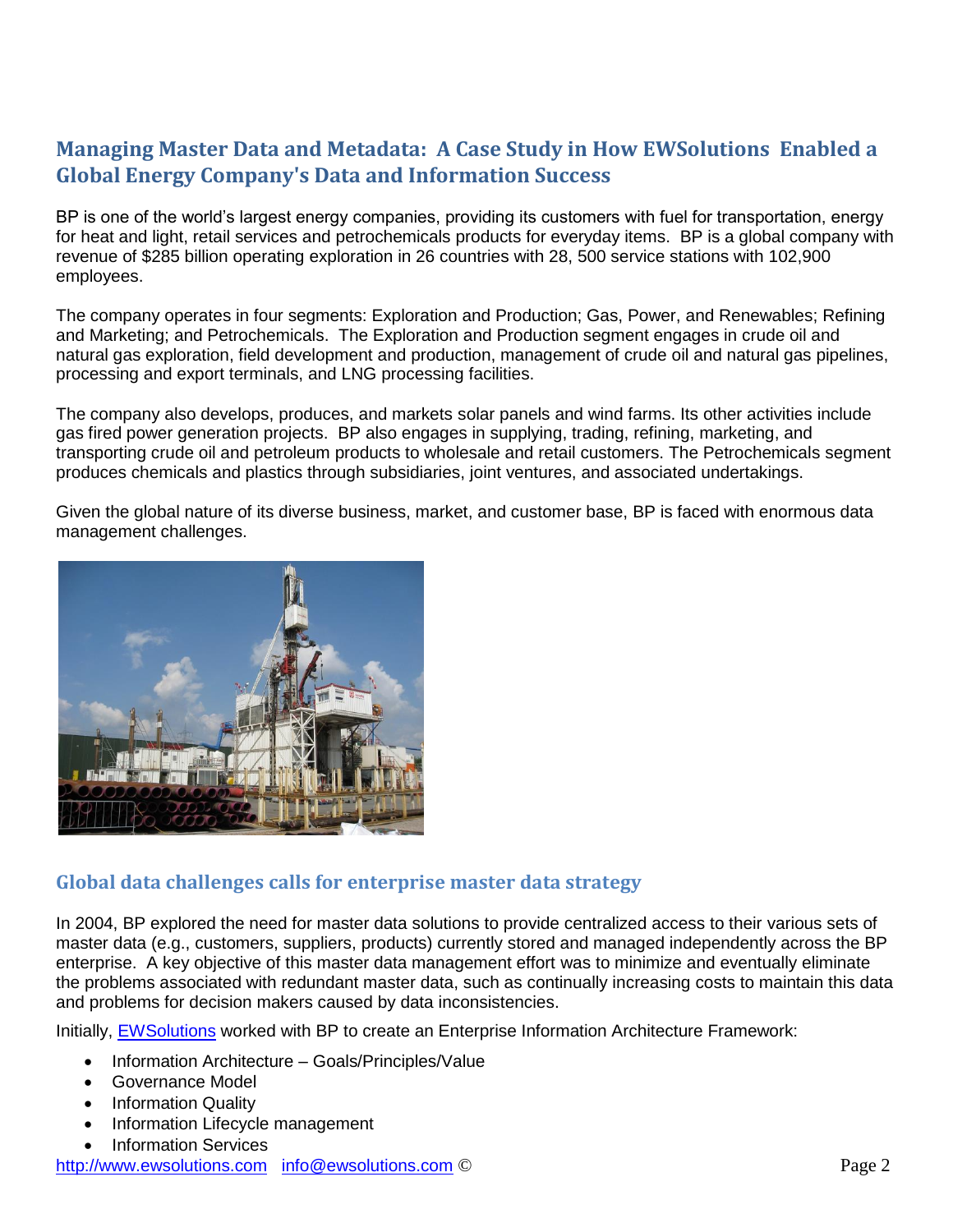## Managing Master Data and Metadata: A Case Study in How EWSolutions Enabled a Global Energy Company's Data and Information Success

BP is one of the world's largest energy companies, providing its customers with fuel for transportation, energy for heat and light, retail services and petrochemicals products for everyday items. BP is a global company with revenue of $285 billion operating exploration in 26 countries with 28, 500 service stations with 102,900 employees.

The company operates in four segments: Exploration and Production; Gas, Power, and Renewables; Refining and Marketing; and Petrochemicals. The Exploration and Production segment engages in crude oil and natural gas exploration, field development and production, management of crude oil and natural gas pipelines, processing and export terminals, and LNG processing facilities.

The company also develops, produces, and markets solar panels and wind farms. Its other activities include gas fired power generation projects. BP also engages in supplying, trading, refining, marketing, and transporting crude oil and petroleum products to wholesale and retail customers. The Petrochemicals segment produces chemicals and plastics through subsidiaries, joint ventures, and associated undertakings.

Given the global nature of its diverse business, market, and customer base, BP is faced with enormous data management challenges.

### Global data challenges calls for enterprise master data strategy

In 2004, BP explored the need for master data solutions to provide centralized access to their various sets of master data (e.g., customers, suppliers, products) currently stored and managed independently across the BP enterprise. A key objective of this master data management effort was to minimize and eventually eliminate the problems associated with redundant master data, such as continually increasing costs to maintain this data and problems for decision makers caused by data inconsistencies.

Initially, EWSolutions worked with BP to create an Enterprise Information Architecture Framework:

- Information Architecture – Goals/Principles/Value
- Governance Model
- Information Quality
- Information Lifecycle management
- Information Services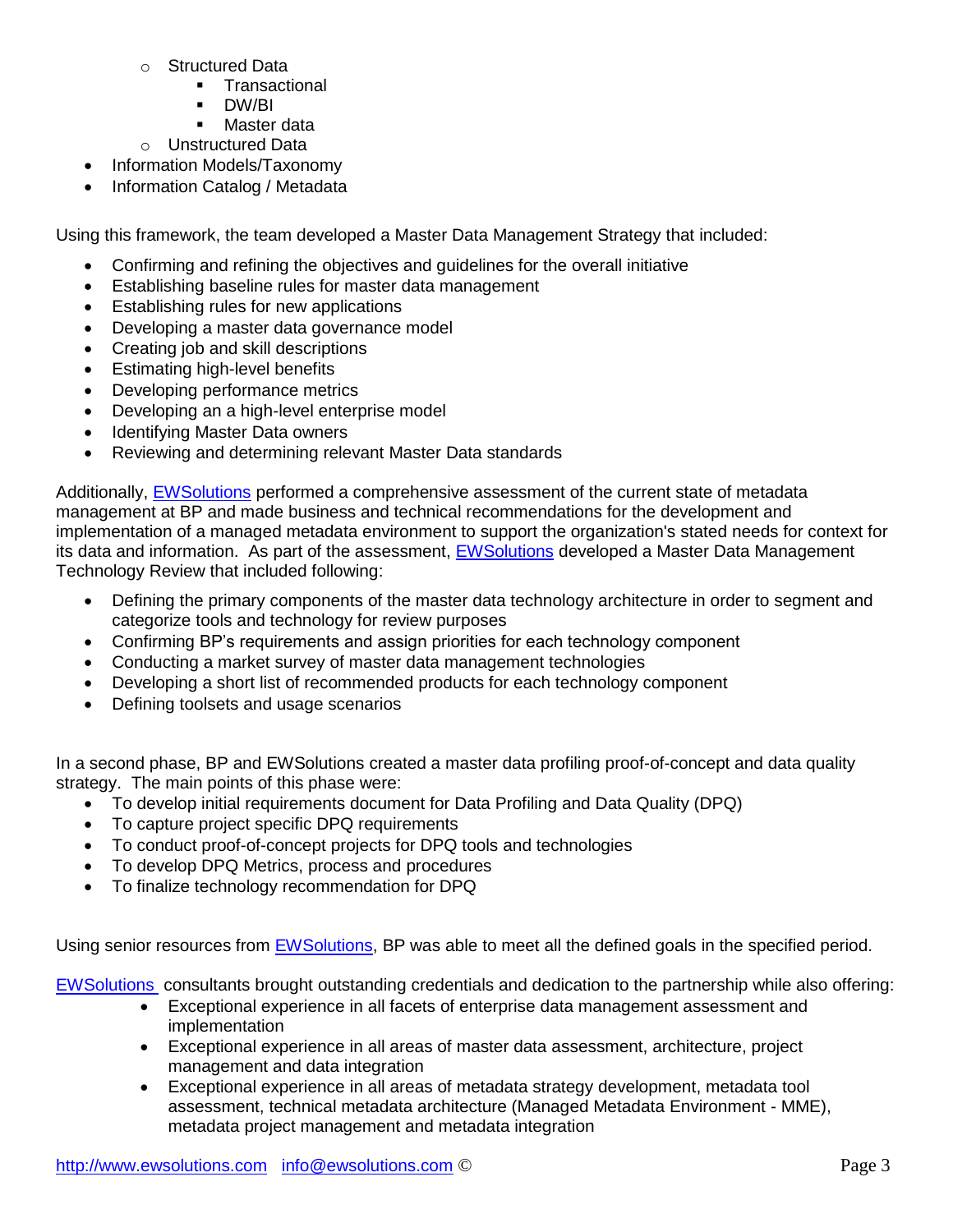- Structured Data
    - Transactional
    - DW/BI
    - Master data
  - Unstructured Data
- Information Models/Taxonomy
- Information Catalog / Metadata

Using this framework, the team developed a Master Data Management Strategy that included:

- Confirming and refining the objectives and guidelines for the overall initiative
- Establishing baseline rules for master data management
- Establishing rules for new applications
- Developing a master data governance model
- Creating job and skill descriptions
- Estimating high-level benefits
- Developing performance metrics
- Developing an a high-level enterprise model
- Identifying Master Data owners
- Reviewing and determining relevant Master Data standards

Additionally, EWSolutions performed a comprehensive assessment of the current state of metadata management at BP and made business and technical recommendations for the development and implementation of a managed metadata environment to support the organization's stated needs for context for its data and information. As part of the assessment, EWSolutions developed a Master Data Management Technology Review that included following:

- Defining the primary components of the master data technology architecture in order to segment and categorize tools and technology for review purposes
- Confirming BP's requirements and assign priorities for each technology component
- Conducting a market survey of master data management technologies
- Developing a short list of recommended products for each technology component
- Defining toolsets and usage scenarios

In a second phase, BP and EWSolutions created a master data profiling proof-of-concept and data quality strategy. The main points of this phase were:

- To develop initial requirements document for Data Profiling and Data Quality (DPQ)
- To capture project specific DPQ requirements
- To conduct proof-of-concept projects for DPQ tools and technologies
- To develop DPQ Metrics, process and procedures
- To finalize technology recommendation for DPQ

Using senior resources from EWSolutions, BP was able to meet all the defined goals in the specified period.

EWSolutions consultants brought outstanding credentials and dedication to the partnership while also offering:

- Exceptional experience in all facets of enterprise data management assessment and implementation
- Exceptional experience in all areas of master data assessment, architecture, project management and data integration
- Exceptional experience in all areas of metadata strategy development, metadata tool assessment, technical metadata architecture (Managed Metadata Environment - MME), metadata project management and metadata integration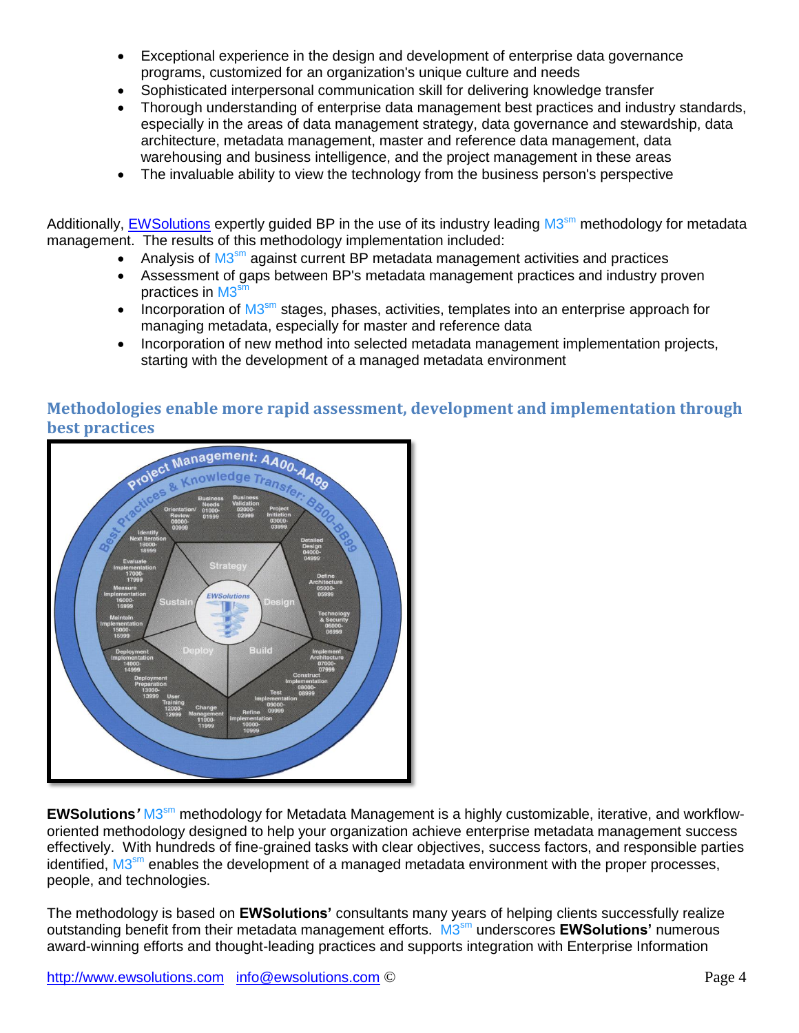- Exceptional experience in the design and development of enterprise data governance programs, customized for an organization's unique culture and needs
- Sophisticated interpersonal communication skill for delivering knowledge transfer
- Thorough understanding of enterprise data management best practices and industry standards, especially in the areas of data management strategy, data governance and stewardship, data architecture, metadata management, master and reference data management, data warehousing and business intelligence, and the project management in these areas
- The invaluable ability to view the technology from the business person's perspective

Additionally, EWSolutions expertly guided BP in the use of its industry leading M3[sm] methodology for metadata management. The results of this methodology implementation included:

- Analysis of M3[sm] against current BP metadata management activities and practices
- Assessment of gaps between BP's metadata management practices and industry proven practices in M3[sm]
- Incorporation of M3[sm] stages, phases, activities, templates into an enterprise approach for managing metadata, especially for master and reference data
- Incorporation of new method into selected metadata management implementation projects, starting with the development of a managed metadata environment

## Methodologies enable more rapid assessment, development and implementation through best practices

**EWSolutions'** M3[sm] methodology for Metadata Management is a highly customizable, iterative, and workflow-oriented methodology designed to help your organization achieve enterprise metadata management success effectively. With hundreds of fine-grained tasks with clear objectives, success factors, and responsible parties identified, M3[sm] enables the development of a managed metadata environment with the proper processes, people, and technologies.

The methodology is based on **EWSolutions'** consultants many years of helping clients successfully realize outstanding benefit from their metadata management efforts. M3[sm] underscores **EWSolutions'** numerous award-winning efforts and thought-leading practices and supports integration with Enterprise Information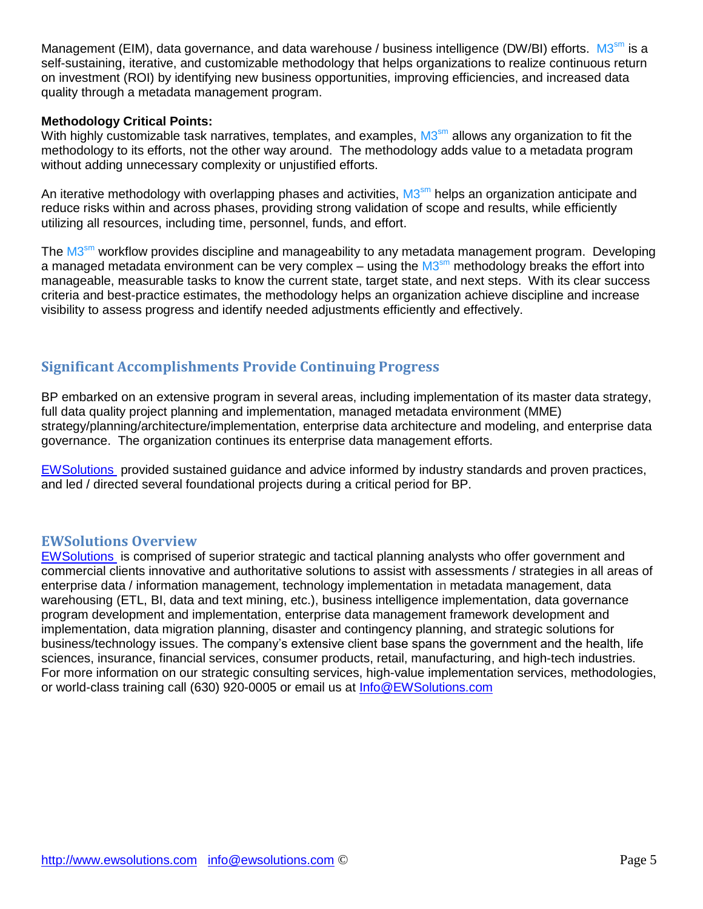Management (EIM), data governance, and data warehouse / business intelligence (DW/BI) efforts. M3[sm] is a self-sustaining, iterative, and customizable methodology that helps organizations to realize continuous return on investment (ROI) by identifying new business opportunities, improving efficiencies, and increased data quality through a metadata management program.

**Methodology Critical Points:**
With highly customizable task narratives, templates, and examples, M3[sm] allows any organization to fit the methodology to its efforts, not the other way around. The methodology adds value to a metadata program without adding unnecessary complexity or unjustified efforts.

An iterative methodology with overlapping phases and activities, M3[sm] helps an organization anticipate and reduce risks within and across phases, providing strong validation of scope and results, while efficiently utilizing all resources, including time, personnel, funds, and effort.

The M3[sm] workflow provides discipline and manageability to any metadata management program. Developing a managed metadata environment can be very complex – using the M3[sm] methodology breaks the effort into manageable, measurable tasks to know the current state, target state, and next steps. With its clear success criteria and best-practice estimates, the methodology helps an organization achieve discipline and increase visibility to assess progress and identify needed adjustments efficiently and effectively.

## Significant Accomplishments Provide Continuing Progress

BP embarked on an extensive program in several areas, including implementation of its master data strategy, full data quality project planning and implementation, managed metadata environment (MME) strategy/planning/architecture/implementation, enterprise data architecture and modeling, and enterprise data governance. The organization continues its enterprise data management efforts.

EWSolutions provided sustained guidance and advice informed by industry standards and proven practices, and led / directed several foundational projects during a critical period for BP.

## EWSolutions Overview

EWSolutions is comprised of superior strategic and tactical planning analysts who offer government and commercial clients innovative and authoritative solutions to assist with assessments / strategies in all areas of enterprise data / information management, technology implementation in metadata management, data warehousing (ETL, BI, data and text mining, etc.), business intelligence implementation, data governance program development and implementation, enterprise data management framework development and implementation, data migration planning, disaster and contingency planning, and strategic solutions for business/technology issues. The company's extensive client base spans the government and the health, life sciences, insurance, financial services, consumer products, retail, manufacturing, and high-tech industries. For more information on our strategic consulting services, high-value implementation services, methodologies, or world-class training call (630) 920-0005 or email us at Info@EWSolutions.com